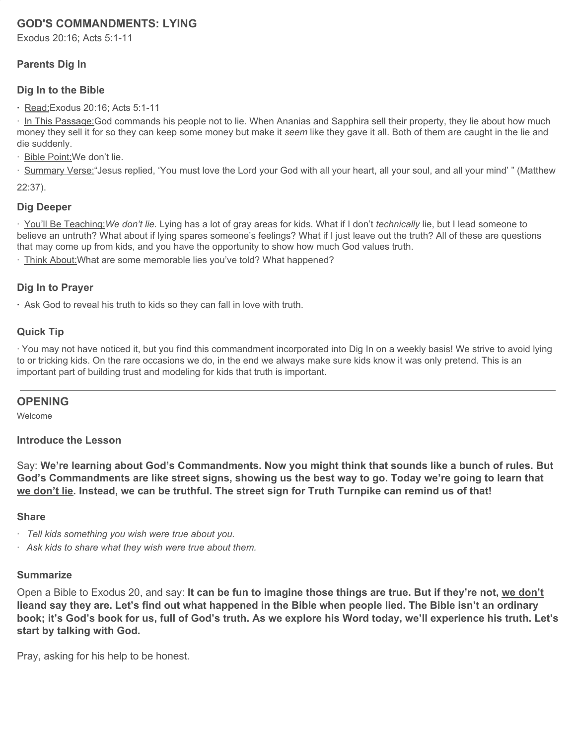## GOD'S COMMANDMENTS: LYING

Exodus 20:16; Acts 5:1-11

### Parents Dig In

### Dig In to the Bible

- Read:Exodus 20:16; Acts 5:1-11
- In This Passage:God commands his people not to lie. When Ananias and Sapphira sell their property, they lie about how much money they sell it for so they can keep some money but make it *seem* like they gave it all. Both of them are caught in the lie and die suddenly.
- Bible Point:We don't lie.
- Summary Verse:"Jesus replied, 'You must love the Lord your God with all your heart, all your soul, and all your mind' " (Matthew 22:37).

### Dig Deeper

- You'll Be Teaching:*We don't lie.* Lying has a lot of gray areas for kids. What if I don't *technically* lie, but I lead someone to believe an untruth? What about if lying spares someone's feelings? What if I just leave out the truth? All of these are questions that may come up from kids, and you have the opportunity to show how much God values truth.
- Think About:What are some memorable lies you've told? What happened?

### Dig In to Prayer

- Ask God to reveal his truth to kids so they can fall in love with truth.

### Quick Tip

- You may not have noticed it, but you find this commandment incorporated into Dig In on a weekly basis! We strive to avoid lying to or tricking kids. On the rare occasions we do, in the end we always make sure kids know it was only pretend. This is an important part of building trust and modeling for kids that truth is important.

---

## OPENING

Welcome

### Introduce the Lesson

Say: **We're learning about God's Commandments. Now you might think that sounds like a bunch of rules. But God's Commandments are like street signs, showing us the best way to go. Today we're going to learn that we don't lie. Instead, we can be truthful. The street sign for Truth Turnpike can remind us of that!**

### Share

- *Tell kids something you wish were true about you.*
- *Ask kids to share what they wish were true about them.*

### Summarize

Open a Bible to Exodus 20, and say: **It can be fun to imagine those things are true. But if they're not, we don't lieand say they are. Let's find out what happened in the Bible when people lied. The Bible isn't an ordinary book; it's God's book for us, full of God's truth. As we explore his Word today, we'll experience his truth. Let's start by talking with God.**

Pray, asking for his help to be honest.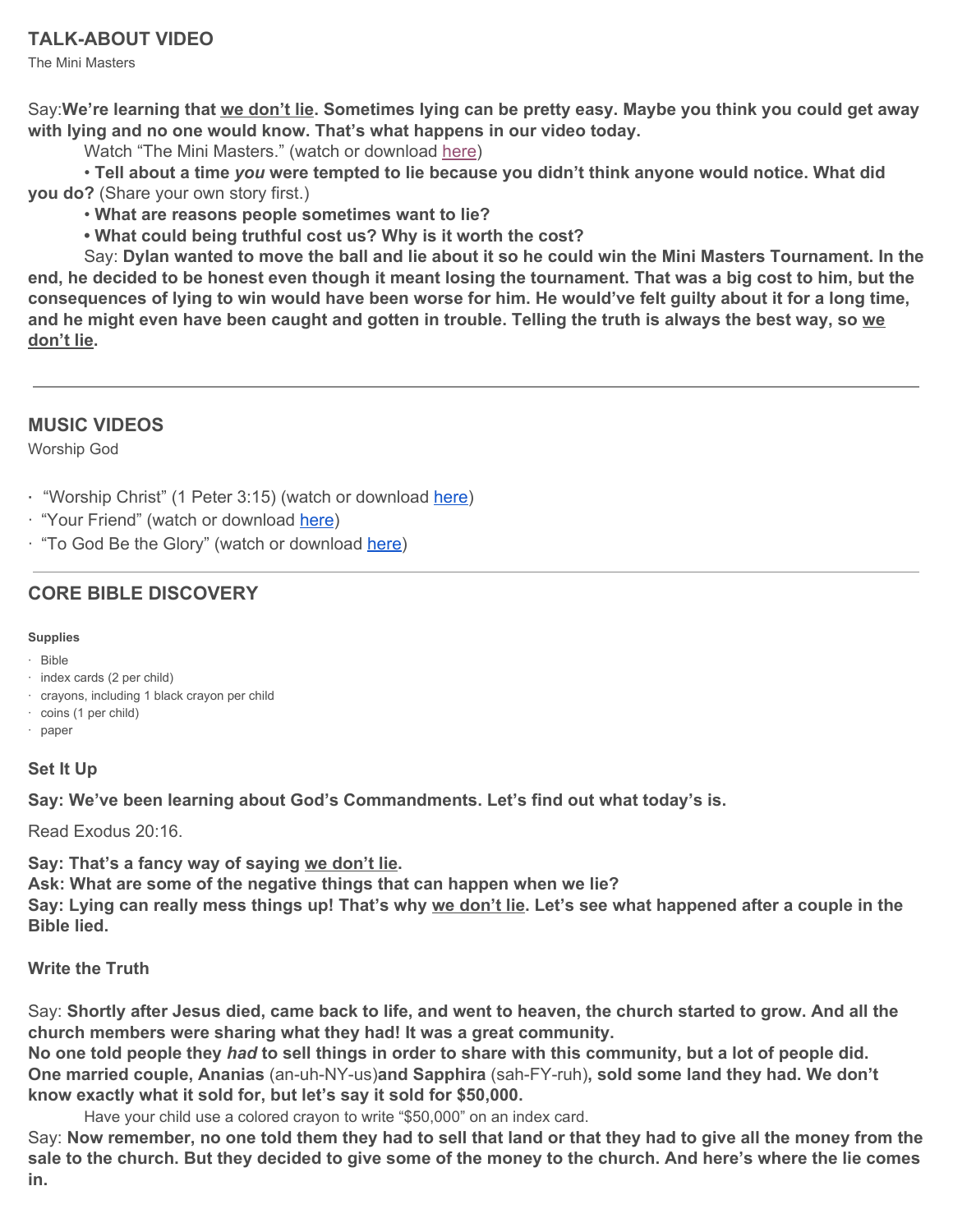## TALK-ABOUT VIDEO

The Mini Masters

Say: **We're learning that <u>we don't lie</u>. Sometimes lying can be pretty easy. Maybe you think you could get away with lying and no one would know. That's what happens in our video today.**

Watch "The Mini Masters." (watch or download here)

• **Tell about a time *you* were tempted to lie because you didn't think anyone would notice. What did you do?** (Share your own story first.)

• **What are reasons people sometimes want to lie?**

• **What could being truthful cost us? Why is it worth the cost?**

Say: **Dylan wanted to move the ball and lie about it so he could win the Mini Masters Tournament. In the end, he decided to be honest even though it meant losing the tournament. That was a big cost to him, but the consequences of lying to win would have been worse for him. He would've felt guilty about it for a long time, and he might even have been caught and gotten in trouble. Telling the truth is always the best way, so <u>we don't lie</u>.**

---

## MUSIC VIDEOS

Worship God

- "Worship Christ" (1 Peter 3:15) (watch or download here)
- "Your Friend" (watch or download here)
- "To God Be the Glory" (watch or download here)

---

## CORE BIBLE DISCOVERY

**Supplies**

- Bible
- index cards (2 per child)
- crayons, including 1 black crayon per child
- coins (1 per child)
- paper

### Set It Up

**Say: We've been learning about God's Commandments. Let's find out what today's is.**

Read Exodus 20:16.

**Say: That's a fancy way of saying <u>we don't lie</u>.**
**Ask: What are some of the negative things that can happen when we lie?**
**Say: Lying can really mess things up! That's why <u>we don't lie</u>. Let's see what happened after a couple in the Bible lied.**

### Write the Truth

Say: **Shortly after Jesus died, came back to life, and went to heaven, the church started to grow. And all the church members were sharing what they had! It was a great community.**
**No one told people they *had* to sell things in order to share with this community, but a lot of people did. One married couple, Ananias** (an-uh-NY-us)**and Sapphira** (sah-FY-ruh)**, sold some land they had. We don't know exactly what it sold for, but let's say it sold for $50,000.**

Have your child use a colored crayon to write "$50,000" on an index card.

Say: **Now remember, no one told them they had to sell that land or that they had to give all the money from the sale to the church. But they decided to give some of the money to the church. And here's where the lie comes in.**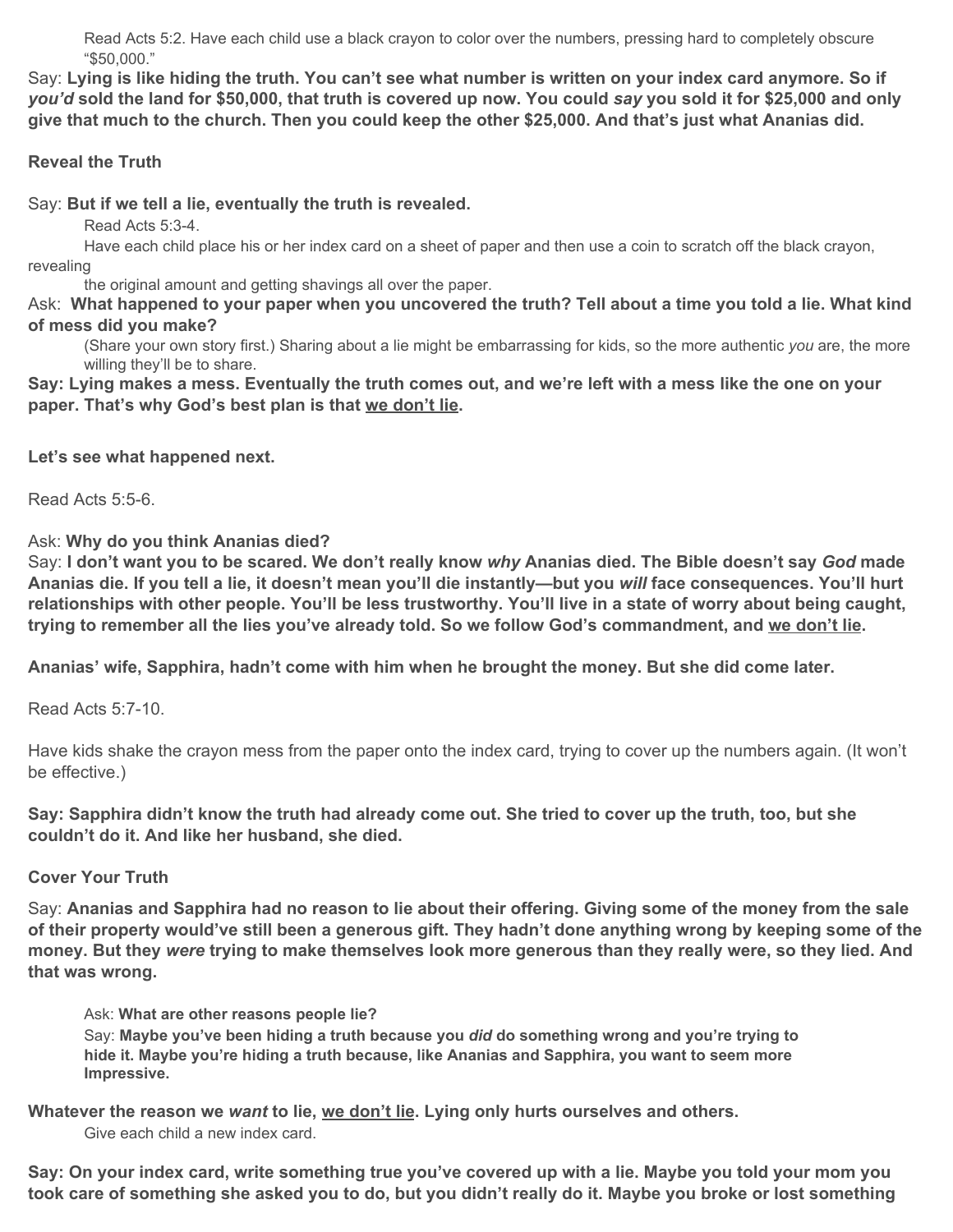Read Acts 5:2. Have each child use a black crayon to color over the numbers, pressing hard to completely obscure "$50,000."

Say: **Lying is like hiding the truth. You can't see what number is written on your index card anymore. So if *you'd* sold the land for $50,000, that truth is covered up now. You could *say* you sold it for $25,000 and only give that much to the church. Then you could keep the other $25,000. And that's just what Ananias did.**

**Reveal the Truth**

Say: **But if we tell a lie, eventually the truth is revealed.**

Read Acts 5:3-4.

Have each child place his or her index card on a sheet of paper and then use a coin to scratch off the black crayon, revealing the original amount and getting shavings all over the paper.

Ask: **What happened to your paper when you uncovered the truth? Tell about a time you told a lie. What kind of mess did you make?**

(Share your own story first.) Sharing about a lie might be embarrassing for kids, so the more authentic *you* are, the more willing they'll be to share.

**Say: Lying makes a mess. Eventually the truth comes out, and we're left with a mess like the one on your paper. That's why God's best plan is that <u>we don't lie</u>.**

**Let's see what happened next.**

Read Acts 5:5-6.

Ask: **Why do you think Ananias died?**

Say: **I don't want you to be scared. We don't really know *why* Ananias died. The Bible doesn't say *God* made Ananias die. If you tell a lie, it doesn't mean you'll die instantly—but you *will* face consequences. You'll hurt relationships with other people. You'll be less trustworthy. You'll live in a state of worry about being caught, trying to remember all the lies you've already told. So we follow God's commandment, and <u>we don't lie</u>.**

**Ananias' wife, Sapphira, hadn't come with him when he brought the money. But she did come later.**

Read Acts 5:7-10.

Have kids shake the crayon mess from the paper onto the index card, trying to cover up the numbers again. (It won't be effective.)

**Say: Sapphira didn't know the truth had already come out. She tried to cover up the truth, too, but she couldn't do it. And like her husband, she died.**

**Cover Your Truth**

Say: **Ananias and Sapphira had no reason to lie about their offering. Giving some of the money from the sale of their property would've still been a generous gift. They hadn't done anything wrong by keeping some of the money. But they *were* trying to make themselves look more generous than they really were, so they lied. And that was wrong.**

Ask: **What are other reasons people lie?**

Say: **Maybe you've been hiding a truth because you *did* do something wrong and you're trying to hide it. Maybe you're hiding a truth because, like Ananias and Sapphira, you want to seem more Impressive.**

**Whatever the reason we *want* to lie, <u>we don't lie</u>. Lying only hurts ourselves and others.**

Give each child a new index card.

**Say: On your index card, write something true you've covered up with a lie. Maybe you told your mom you took care of something she asked you to do, but you didn't really do it. Maybe you broke or lost something**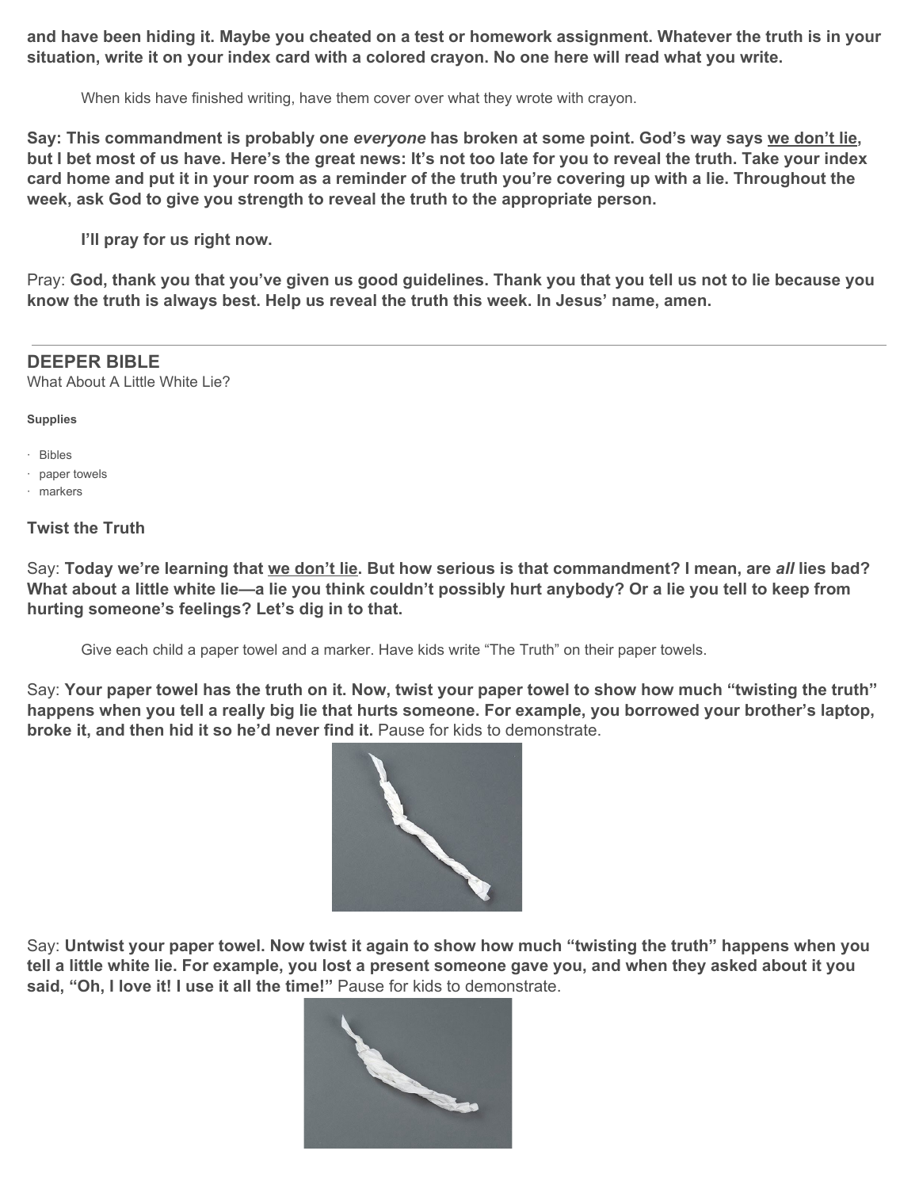**and have been hiding it. Maybe you cheated on a test or homework assignment. Whatever the truth is in your situation, write it on your index card with a colored crayon. No one here will read what you write.**

When kids have finished writing, have them cover over what they wrote with crayon.

**Say: This commandment is probably one *everyone* has broken at some point. God's way says <u>we don't lie</u>, but I bet most of us have. Here's the great news: It's not too late for you to reveal the truth. Take your index card home and put it in your room as a reminder of the truth you're covering up with a lie. Throughout the week, ask God to give you strength to reveal the truth to the appropriate person.**

**I'll pray for us right now.**

Pray: **God, thank you that you've given us good guidelines. Thank you that you tell us not to lie because you know the truth is always best. Help us reveal the truth this week. In Jesus' name, amen.**

---

## DEEPER BIBLE

What About A Little White Lie?

**Supplies**

- Bibles
- paper towels
- markers

### Twist the Truth

Say: **Today we're learning that <u>we don't lie</u>. But how serious is that commandment? I mean, are *all* lies bad? What about a little white lie—a lie you think couldn't possibly hurt anybody? Or a lie you tell to keep from hurting someone's feelings? Let's dig in to that.**

Give each child a paper towel and a marker. Have kids write "The Truth" on their paper towels.

Say: **Your paper towel has the truth on it. Now, twist your paper towel to show how much "twisting the truth" happens when you tell a really big lie that hurts someone. For example, you borrowed your brother's laptop, broke it, and then hid it so he'd never find it.** Pause for kids to demonstrate.

Say: **Untwist your paper towel. Now twist it again to show how much "twisting the truth" happens when you tell a little white lie. For example, you lost a present someone gave you, and when they asked about it you said, "Oh, I love it! I use it all the time!"** Pause for kids to demonstrate.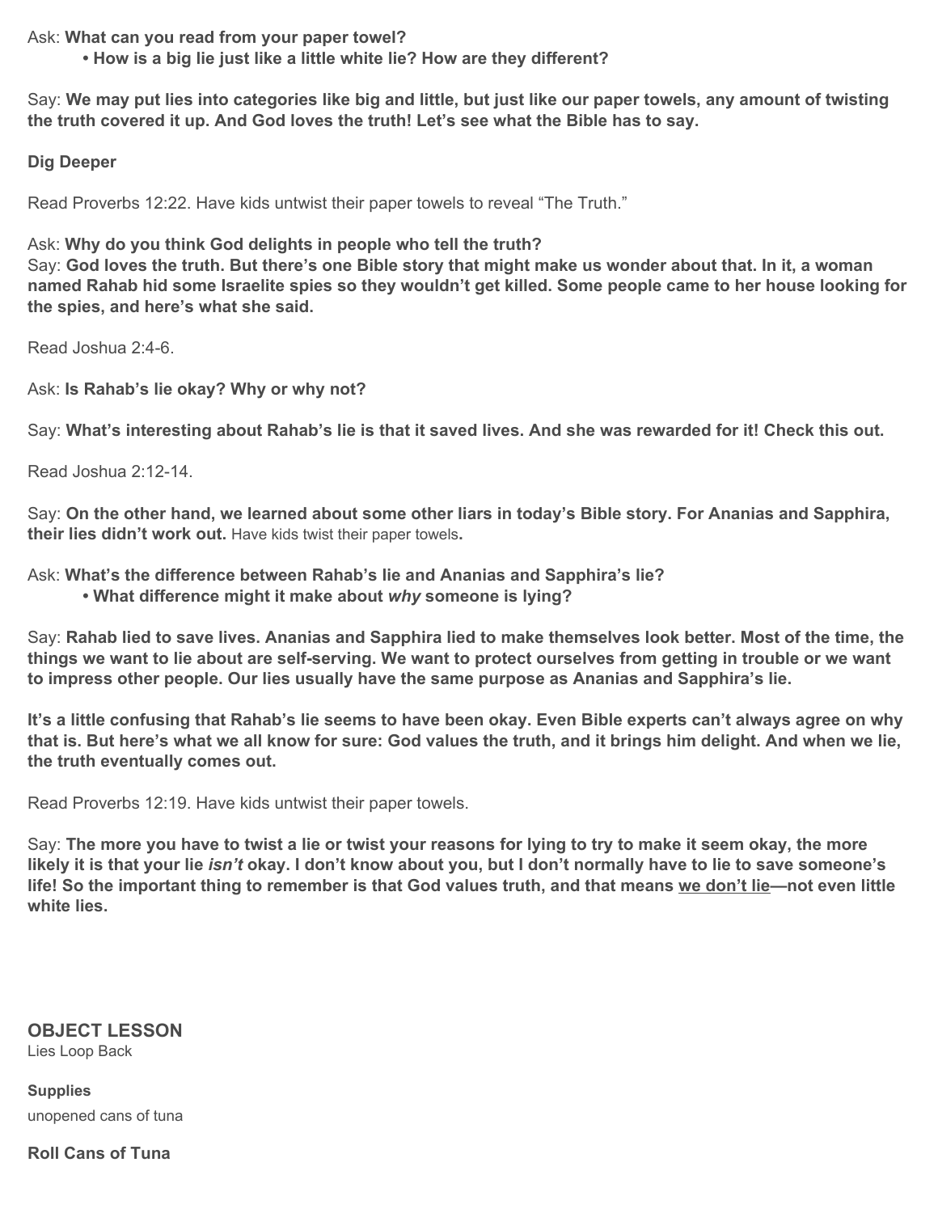Ask: **What can you read from your paper towel?**

- **How is a big lie just like a little white lie? How are they different?**

Say: **We may put lies into categories like big and little, but just like our paper towels, any amount of twisting the truth covered it up. And God loves the truth! Let's see what the Bible has to say.**

**Dig Deeper**

Read Proverbs 12:22. Have kids untwist their paper towels to reveal "The Truth."

Ask: **Why do you think God delights in people who tell the truth?**
Say: **God loves the truth. But there's one Bible story that might make us wonder about that. In it, a woman named Rahab hid some Israelite spies so they wouldn't get killed. Some people came to her house looking for the spies, and here's what she said.**

Read Joshua 2:4-6.

Ask: **Is Rahab's lie okay? Why or why not?**

Say: **What's interesting about Rahab's lie is that it saved lives. And she was rewarded for it! Check this out.**

Read Joshua 2:12-14.

Say: **On the other hand, we learned about some other liars in today's Bible story. For Ananias and Sapphira, their lies didn't work out.** Have kids twist their paper towels**.**

Ask: **What's the difference between Rahab's lie and Ananias and Sapphira's lie?**

- **What difference might it make about *why* someone is lying?**

Say: **Rahab lied to save lives. Ananias and Sapphira lied to make themselves look better. Most of the time, the things we want to lie about are self-serving. We want to protect ourselves from getting in trouble or we want to impress other people. Our lies usually have the same purpose as Ananias and Sapphira's lie.**

**It's a little confusing that Rahab's lie seems to have been okay. Even Bible experts can't always agree on why that is. But here's what we all know for sure: God values the truth, and it brings him delight. And when we lie, the truth eventually comes out.**

Read Proverbs 12:19. Have kids untwist their paper towels.

Say: **The more you have to twist a lie or twist your reasons for lying to try to make it seem okay, the more likely it is that your lie *isn't* okay. I don't know about you, but I don't normally have to lie to save someone's life! So the important thing to remember is that God values truth, and that means <u>we don't lie</u>—not even little white lies.**

## OBJECT LESSON

Lies Loop Back

**Supplies**

unopened cans of tuna

**Roll Cans of Tuna**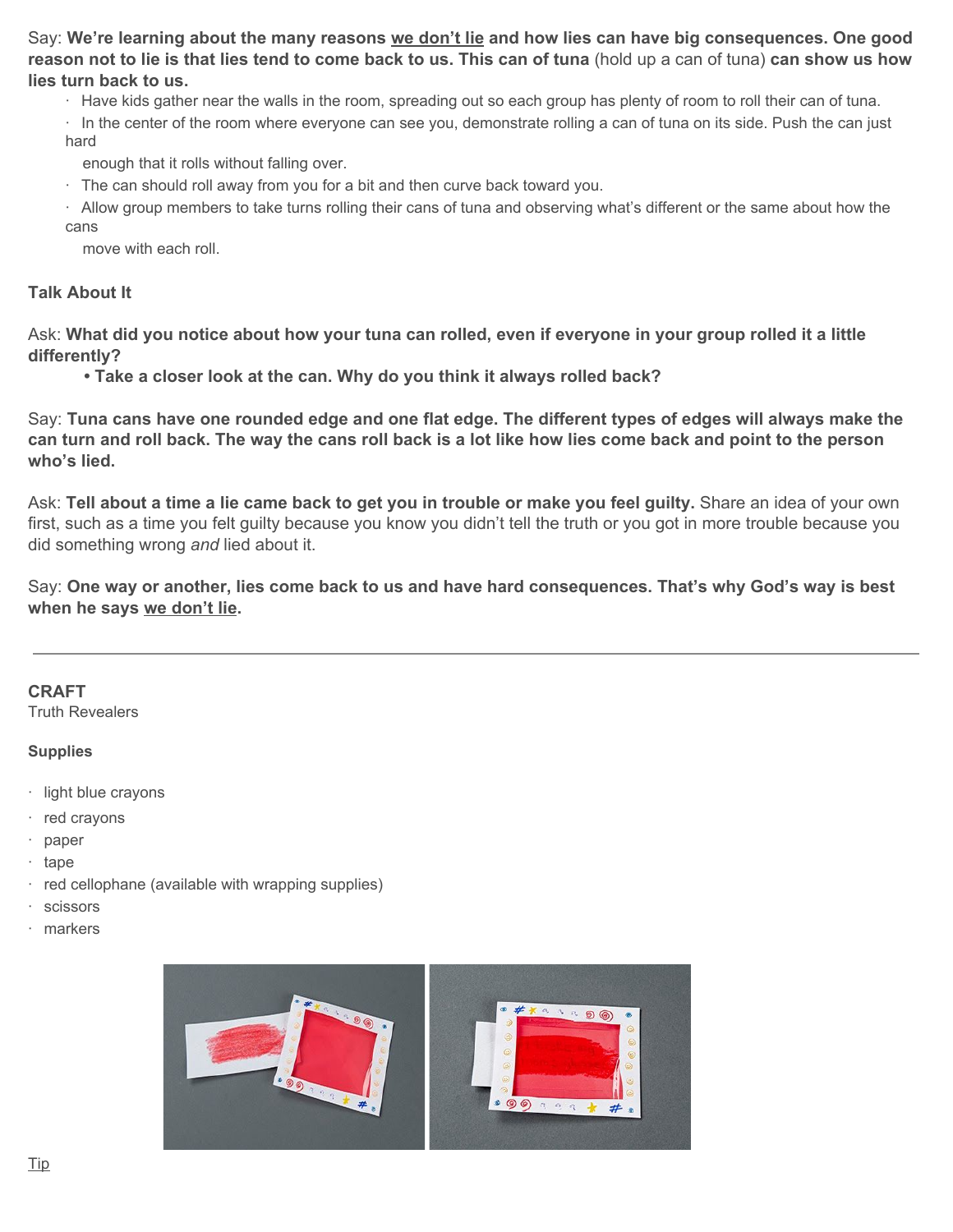Say: **We're learning about the many reasons <u>we don't lie</u> and how lies can have big consequences. One good reason not to lie is that lies tend to come back to us. This can of tuna** (hold up a can of tuna) **can show us how lies turn back to us.**

- Have kids gather near the walls in the room, spreading out so each group has plenty of room to roll their can of tuna.
- In the center of the room where everyone can see you, demonstrate rolling a can of tuna on its side. Push the can just hard enough that it rolls without falling over.
- The can should roll away from you for a bit and then curve back toward you.
- Allow group members to take turns rolling their cans of tuna and observing what's different or the same about how the cans move with each roll.

**Talk About It**

Ask: **What did you notice about how your tuna can rolled, even if everyone in your group rolled it a little differently?**

- **Take a closer look at the can. Why do you think it always rolled back?**

Say: **Tuna cans have one rounded edge and one flat edge. The different types of edges will always make the can turn and roll back. The way the cans roll back is a lot like how lies come back and point to the person who's lied.**

Ask: **Tell about a time a lie came back to get you in trouble or make you feel guilty.** Share an idea of your own first, such as a time you felt guilty because you know you didn't tell the truth or you got in more trouble because you did something wrong *and* lied about it.

Say: **One way or another, lies come back to us and have hard consequences. That's why God's way is best when he says <u>we don't lie</u>.**

---

**CRAFT**

Truth Revealers

**Supplies**

- light blue crayons
- red crayons
- paper
- tape
- red cellophane (available with wrapping supplies)
- scissors
- markers

<u>Tip</u>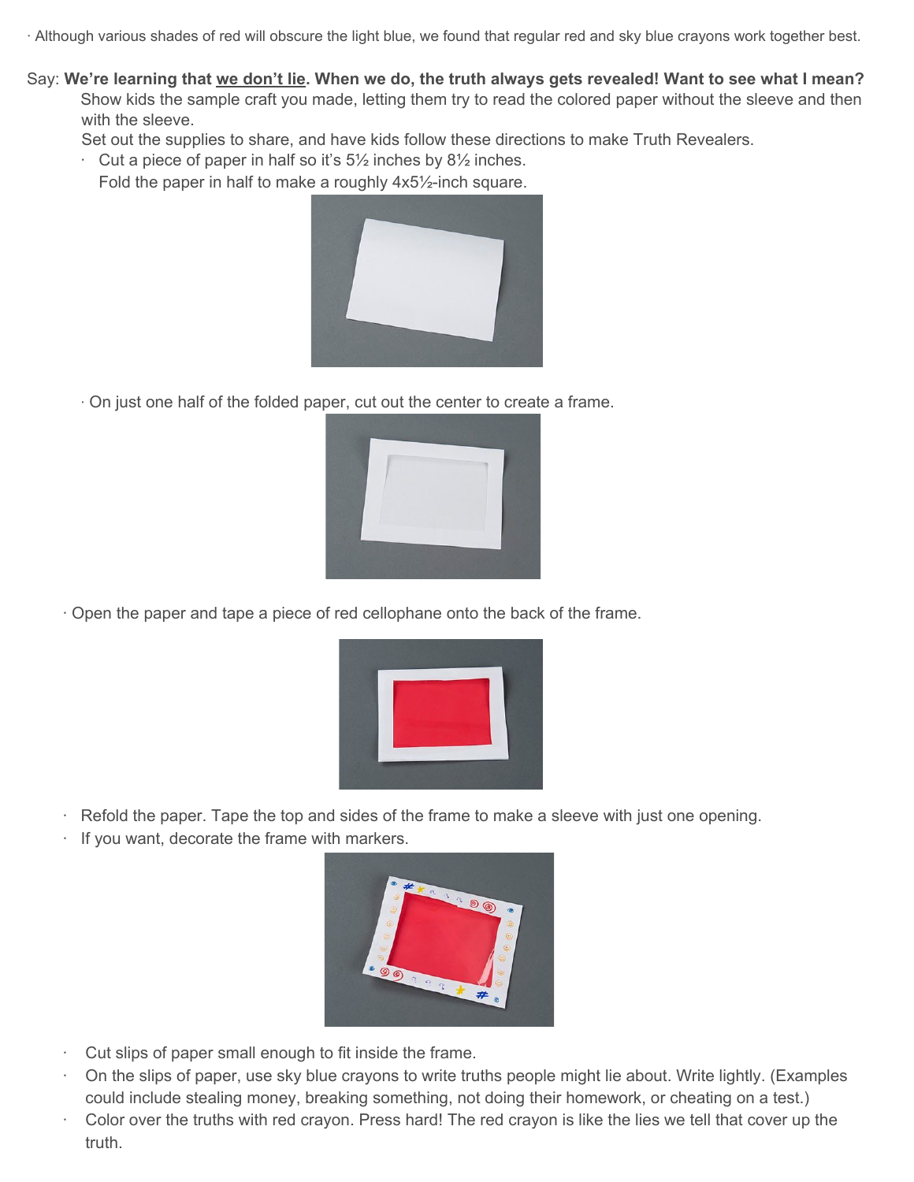· Although various shades of red will obscure the light blue, we found that regular red and sky blue crayons work together best.

Say: **We're learning that <u>we don't lie</u>. When we do, the truth always gets revealed! Want to see what I mean?**

Show kids the sample craft you made, letting them try to read the colored paper without the sleeve and then with the sleeve.

Set out the supplies to share, and have kids follow these directions to make Truth Revealers.

- Cut a piece of paper in half so it's 5½ inches by 8½ inches.
  Fold the paper in half to make a roughly 4x5½-inch square.
- On just one half of the folded paper, cut out the center to create a frame.
- Open the paper and tape a piece of red cellophane onto the back of the frame.
- Refold the paper. Tape the top and sides of the frame to make a sleeve with just one opening.
- If you want, decorate the frame with markers.
- Cut slips of paper small enough to fit inside the frame.
- On the slips of paper, use sky blue crayons to write truths people might lie about. Write lightly. (Examples could include stealing money, breaking something, not doing their homework, or cheating on a test.)
- Color over the truths with red crayon. Press hard! The red crayon is like the lies we tell that cover up the truth.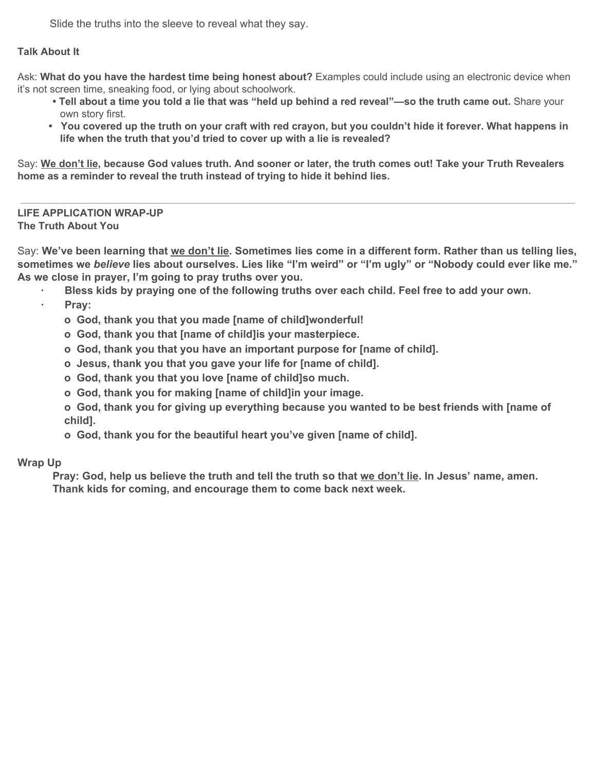Slide the truths into the sleeve to reveal what they say.

**Talk About It**

Ask: **What do you have the hardest time being honest about?** Examples could include using an electronic device when it's not screen time, sneaking food, or lying about schoolwork.

- **Tell about a time you told a lie that was "held up behind a red reveal"—so the truth came out.** Share your own story first.
- **You covered up the truth on your craft with red crayon, but you couldn't hide it forever. What happens in life when the truth that you'd tried to cover up with a lie is revealed?**

Say: **<u>We don't lie</u>, because God values truth. And sooner or later, the truth comes out! Take your Truth Revealers home as a reminder to reveal the truth instead of trying to hide it behind lies.**

---

**LIFE APPLICATION WRAP-UP**
**The Truth About You**

Say: **We've been learning that <u>we don't lie</u>. Sometimes lies come in a different form. Rather than us telling lies, sometimes we *believe* lies about ourselves. Lies like "I'm weird" or "I'm ugly" or "Nobody could ever like me." As we close in prayer, I'm going to pray truths over you.**

- **Bless kids by praying one of the following truths over each child. Feel free to add your own.**
- **Pray:**
  - **God, thank you that you made [name of child]wonderful!**
  - **God, thank you that [name of child]is your masterpiece.**
  - **God, thank you that you have an important purpose for [name of child].**
  - **Jesus, thank you that you gave your life for [name of child].**
  - **God, thank you that you love [name of child]so much.**
  - **God, thank you for making [name of child]in your image.**
  - **God, thank you for giving up everything because you wanted to be best friends with [name of child].**
  - **God, thank you for the beautiful heart you've given [name of child].**

**Wrap Up**

**Pray: God, help us believe the truth and tell the truth so that <u>we don't lie</u>. In Jesus' name, amen.**
**Thank kids for coming, and encourage them to come back next week.**